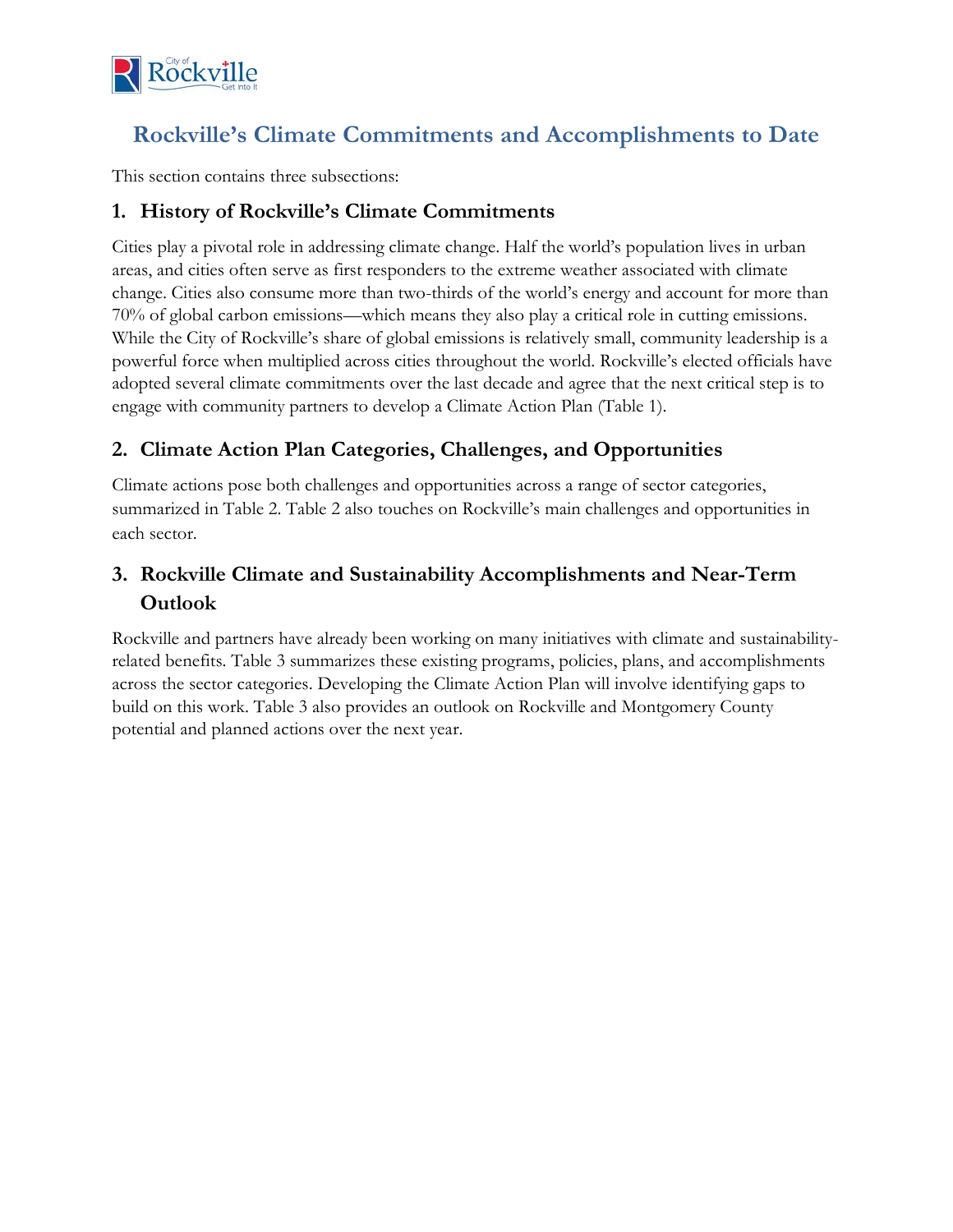# Rockville's Climate Commitments and Accomplishments to Date

This section contains three subsections:

## 1. History of Rockville's Climate Commitments

Cities play a pivotal role in addressing climate change. Half the world's population lives in urban areas, and cities often serve as first responders to the extreme weather associated with climate change. Cities also consume more than two-thirds of the world's energy and account for more than 70% of global carbon emissions—which means they also play a critical role in cutting emissions. While the City of Rockville's share of global emissions is relatively small, community leadership is a powerful force when multiplied across cities throughout the world. Rockville's elected officials have adopted several climate commitments over the last decade and agree that the next critical step is to engage with community partners to develop a Climate Action Plan (Table 1).

## 2. Climate Action Plan Categories, Challenges, and Opportunities

Climate actions pose both challenges and opportunities across a range of sector categories, summarized in Table 2. Table 2 also touches on Rockville's main challenges and opportunities in each sector.

## 3. Rockville Climate and Sustainability Accomplishments and Near-Term Outlook

Rockville and partners have already been working on many initiatives with climate and sustainability-related benefits. Table 3 summarizes these existing programs, policies, plans, and accomplishments across the sector categories. Developing the Climate Action Plan will involve identifying gaps to build on this work. Table 3 also provides an outlook on Rockville and Montgomery County potential and planned actions over the next year.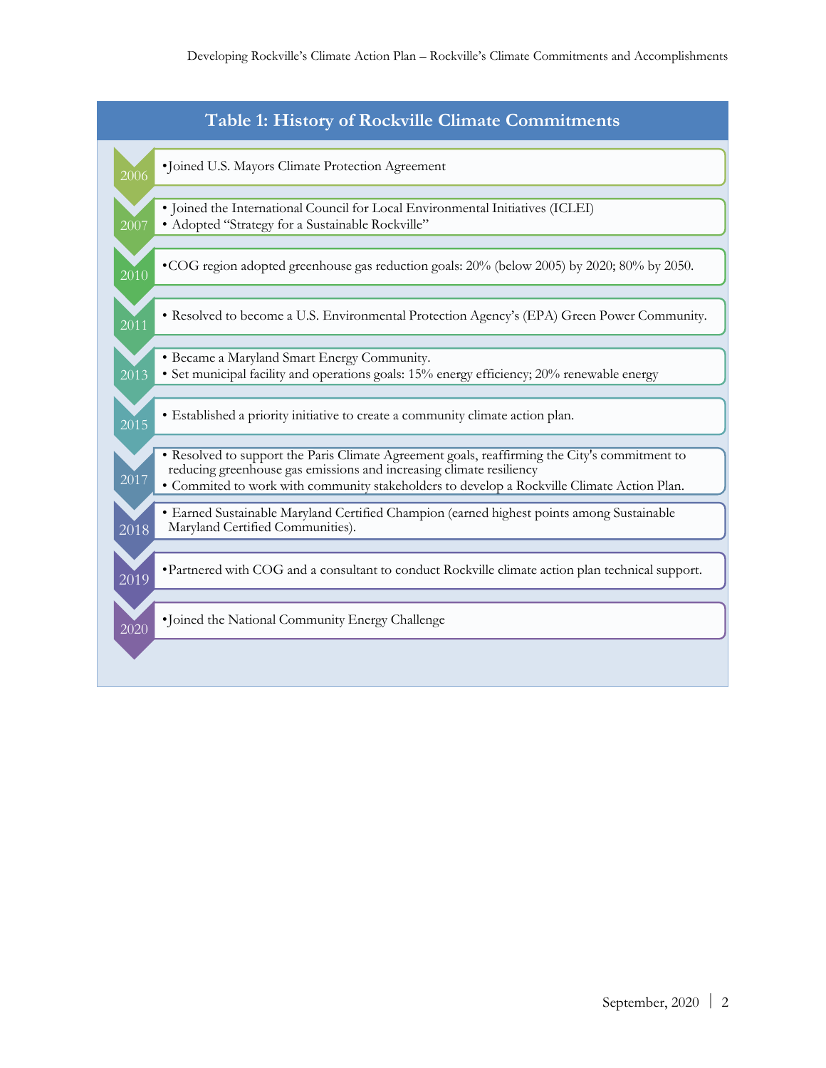## Table 1: History of Rockville Climate Commitments

| Year | Commitments |
|---|---|
| 2006 | • Joined U.S. Mayors Climate Protection Agreement |
| 2007 | • Joined the International Council for Local Environmental Initiatives (ICLEI)<br>• Adopted "Strategy for a Sustainable Rockville" |
| 2010 | • COG region adopted greenhouse gas reduction goals: 20% (below 2005) by 2020; 80% by 2050. |
| 2011 | • Resolved to become a U.S. Environmental Protection Agency's (EPA) Green Power Community. |
| 2013 | • Became a Maryland Smart Energy Community.<br>• Set municipal facility and operations goals: 15% energy efficiency; 20% renewable energy |
| 2015 | • Established a priority initiative to create a community climate action plan. |
| 2017 | • Resolved to support the Paris Climate Agreement goals, reaffirming the City's commitment to reducing greenhouse gas emissions and increasing climate resiliency<br>• Commited to work with community stakeholders to develop a Rockville Climate Action Plan. |
| 2018 | • Earned Sustainable Maryland Certified Champion (earned highest points among Sustainable Maryland Certified Communities). |
| 2019 | • Partnered with COG and a consultant to conduct Rockville climate action plan technical support. |
| 2020 | • Joined the National Community Energy Challenge |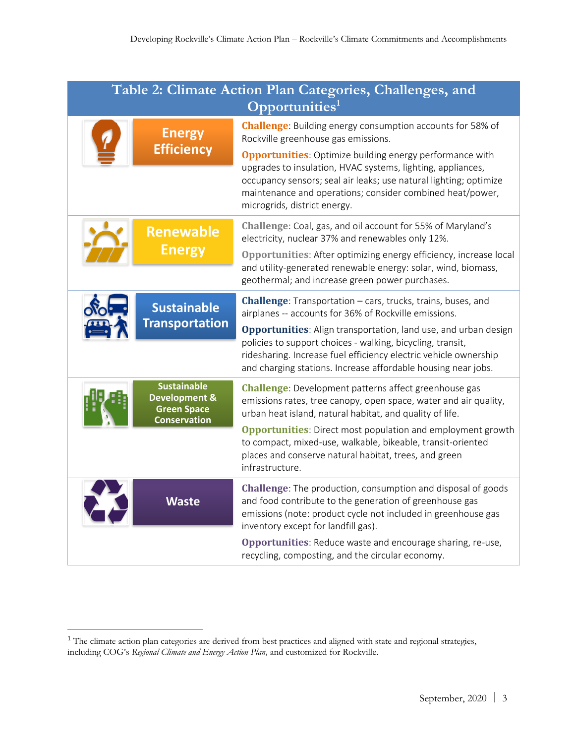**Table 2: Climate Action Plan Categories, Challenges, and Opportunities[1]**

| Category | Challenges and Opportunities |
|---|---|
| **Energy Efficiency** | **Challenge**: Building energy consumption accounts for 58% of Rockville greenhouse gas emissions.<br><br>**Opportunities**: Optimize building energy performance with upgrades to insulation, HVAC systems, lighting, appliances, occupancy sensors; seal air leaks; use natural lighting; optimize maintenance and operations; consider combined heat/power, microgrids, district energy. |
| **Renewable Energy** | **Challenge**: Coal, gas, and oil account for 55% of Maryland's electricity, nuclear 37% and renewables only 12%.<br><br>**Opportunities**: After optimizing energy efficiency, increase local and utility-generated renewable energy: solar, wind, biomass, geothermal; and increase green power purchases. |
| **Sustainable Transportation** | **Challenge**: Transportation – cars, trucks, trains, buses, and airplanes -- accounts for 36% of Rockville emissions.<br><br>**Opportunities**: Align transportation, land use, and urban design policies to support choices - walking, bicycling, transit, ridesharing. Increase fuel efficiency electric vehicle ownership and charging stations. Increase affordable housing near jobs. |
| **Sustainable Development & Green Space Conservation** | **Challenge**: Development patterns affect greenhouse gas emissions rates, tree canopy, open space, water and air quality, urban heat island, natural habitat, and quality of life.<br><br>**Opportunities**: Direct most population and employment growth to compact, mixed-use, walkable, bikeable, transit-oriented places and conserve natural habitat, trees, and green infrastructure. |
| **Waste** | **Challenge**: The production, consumption and disposal of goods and food contribute to the generation of greenhouse gas emissions (note: product cycle not included in greenhouse gas inventory except for landfill gas).<br><br>**Opportunities**: Reduce waste and encourage sharing, re-use, recycling, composting, and the circular economy. |

[1] The climate action plan categories are derived from best practices and aligned with state and regional strategies, including COG's *Regional Climate and Energy Action Plan*, and customized for Rockville.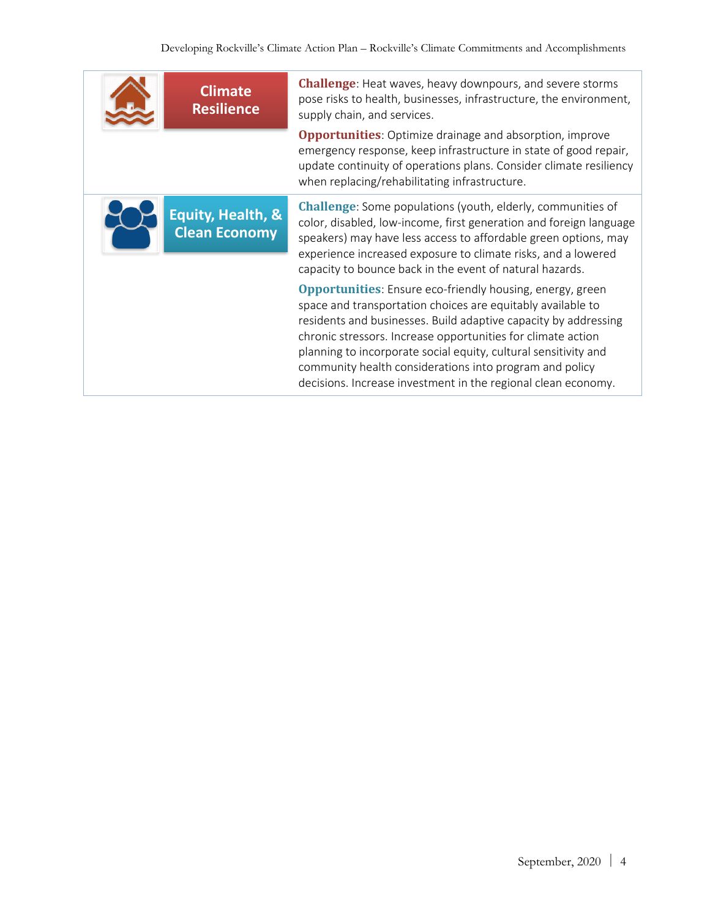| | |
|---|---|
| **Climate Resilience** | **Challenge**: Heat waves, heavy downpours, and severe storms pose risks to health, businesses, infrastructure, the environment, supply chain, and services.<br><br>**Opportunities**: Optimize drainage and absorption, improve emergency response, keep infrastructure in state of good repair, update continuity of operations plans. Consider climate resiliency when replacing/rehabilitating infrastructure. |
| **Equity, Health, & Clean Economy** | **Challenge**: Some populations (youth, elderly, communities of color, disabled, low-income, first generation and foreign language speakers) may have less access to affordable green options, may experience increased exposure to climate risks, and a lowered capacity to bounce back in the event of natural hazards.<br><br>**Opportunities**: Ensure eco-friendly housing, energy, green space and transportation choices are equitably available to residents and businesses. Build adaptive capacity by addressing chronic stressors. Increase opportunities for climate action planning to incorporate social equity, cultural sensitivity and community health considerations into program and policy decisions. Increase investment in the regional clean economy. |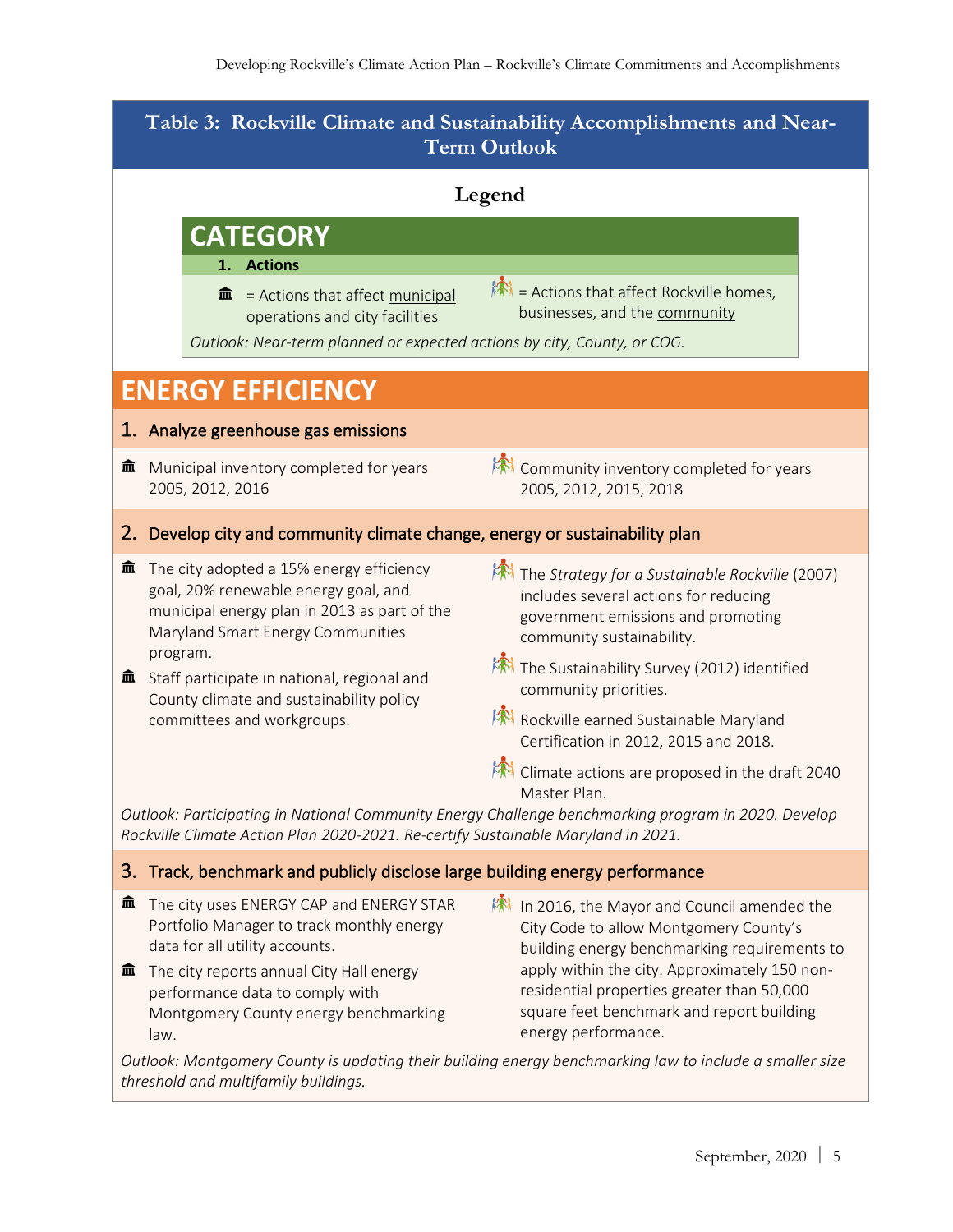## Table 3: Rockville Climate and Sustainability Accomplishments and Near-Term Outlook

### Legend

**CATEGORY**

**1. Actions**

🏛 = Actions that affect municipal operations and city facilities

👪 = Actions that affect Rockville homes, businesses, and the community

*Outlook: Near-term planned or expected actions by city, County, or COG.*

## ENERGY EFFICIENCY

### 1. Analyze greenhouse gas emissions

🏛 Municipal inventory completed for years 2005, 2012, 2016

👪 Community inventory completed for years 2005, 2012, 2015, 2018

### 2. Develop city and community climate change, energy or sustainability plan

🏛 The city adopted a 15% energy efficiency goal, 20% renewable energy goal, and municipal energy plan in 2013 as part of the Maryland Smart Energy Communities program.

🏛 Staff participate in national, regional and County climate and sustainability policy committees and workgroups.

👪 The *Strategy for a Sustainable Rockville* (2007) includes several actions for reducing government emissions and promoting community sustainability.

👪 The Sustainability Survey (2012) identified community priorities.

👪 Rockville earned Sustainable Maryland Certification in 2012, 2015 and 2018.

👪 Climate actions are proposed in the draft 2040 Master Plan.

*Outlook: Participating in National Community Energy Challenge benchmarking program in 2020. Develop Rockville Climate Action Plan 2020-2021. Re-certify Sustainable Maryland in 2021.*

### 3. Track, benchmark and publicly disclose large building energy performance

🏛 The city uses ENERGY CAP and ENERGY STAR Portfolio Manager to track monthly energy data for all utility accounts.

🏛 The city reports annual City Hall energy performance data to comply with Montgomery County energy benchmarking law.

👪 In 2016, the Mayor and Council amended the City Code to allow Montgomery County's building energy benchmarking requirements to apply within the city. Approximately 150 non-residential properties greater than 50,000 square feet benchmark and report building energy performance.

*Outlook: Montgomery County is updating their building energy benchmarking law to include a smaller size threshold and multifamily buildings.*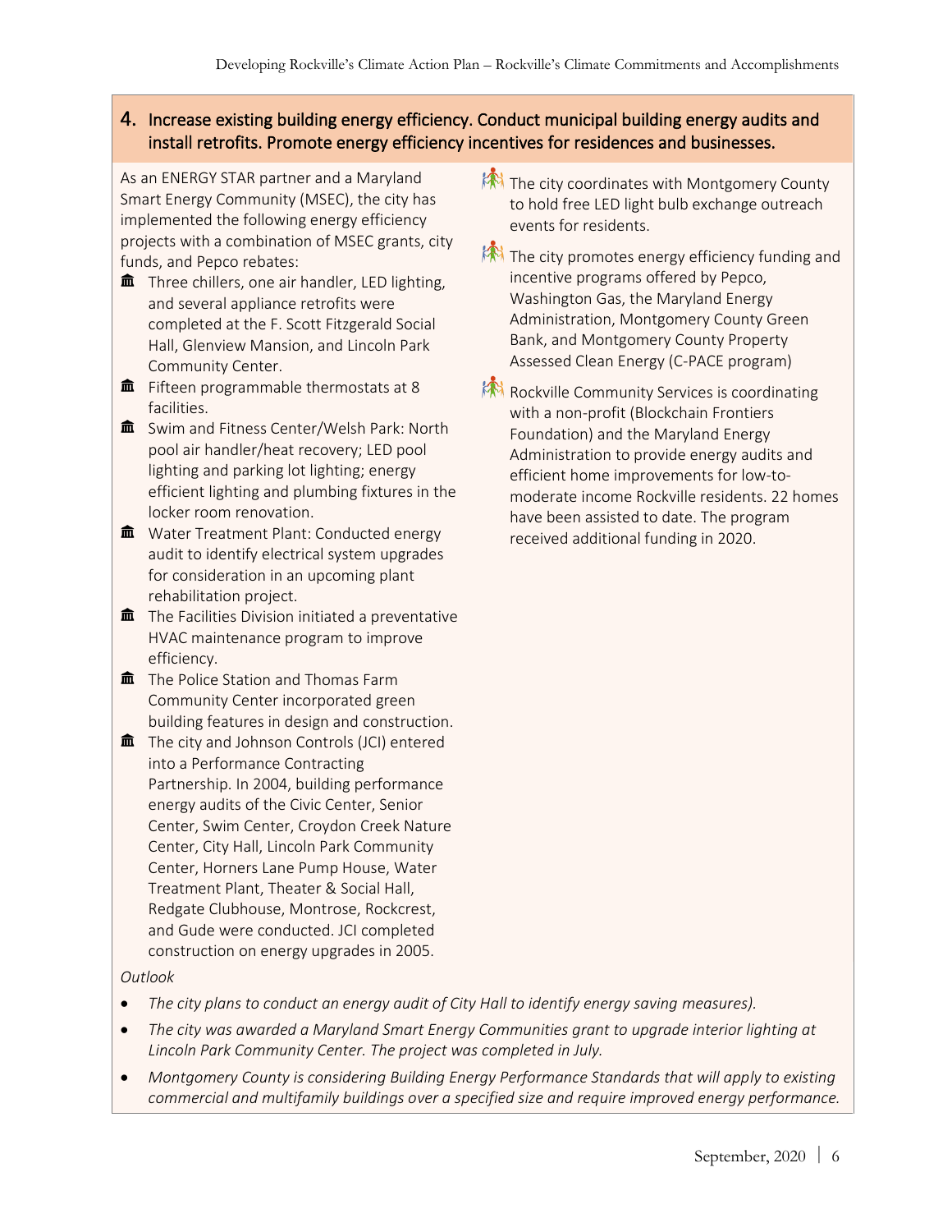## 4. Increase existing building energy efficiency. Conduct municipal building energy audits and install retrofits. Promote energy efficiency incentives for residences and businesses.

As an ENERGY STAR partner and a Maryland Smart Energy Community (MSEC), the city has implemented the following energy efficiency projects with a combination of MSEC grants, city funds, and Pepco rebates:

- Three chillers, one air handler, LED lighting, and several appliance retrofits were completed at the F. Scott Fitzgerald Social Hall, Glenview Mansion, and Lincoln Park Community Center.
- Fifteen programmable thermostats at 8 facilities.
- Swim and Fitness Center/Welsh Park: North pool air handler/heat recovery; LED pool lighting and parking lot lighting; energy efficient lighting and plumbing fixtures in the locker room renovation.
- Water Treatment Plant: Conducted energy audit to identify electrical system upgrades for consideration in an upcoming plant rehabilitation project.
- The Facilities Division initiated a preventative HVAC maintenance program to improve efficiency.
- The Police Station and Thomas Farm Community Center incorporated green building features in design and construction.
- The city and Johnson Controls (JCI) entered into a Performance Contracting Partnership. In 2004, building performance energy audits of the Civic Center, Senior Center, Swim Center, Croydon Creek Nature Center, City Hall, Lincoln Park Community Center, Horners Lane Pump House, Water Treatment Plant, Theater & Social Hall, Redgate Clubhouse, Montrose, Rockcrest, and Gude were conducted. JCI completed construction on energy upgrades in 2005.

- The city coordinates with Montgomery County to hold free LED light bulb exchange outreach events for residents.
- The city promotes energy efficiency funding and incentive programs offered by Pepco, Washington Gas, the Maryland Energy Administration, Montgomery County Green Bank, and Montgomery County Property Assessed Clean Energy (C-PACE program)
- Rockville Community Services is coordinating with a non-profit (Blockchain Frontiers Foundation) and the Maryland Energy Administration to provide energy audits and efficient home improvements for low-to-moderate income Rockville residents. 22 homes have been assisted to date. The program received additional funding in 2020.

*Outlook*

- *The city plans to conduct an energy audit of City Hall to identify energy saving measures).*
- *The city was awarded a Maryland Smart Energy Communities grant to upgrade interior lighting at Lincoln Park Community Center. The project was completed in July.*
- *Montgomery County is considering Building Energy Performance Standards that will apply to existing commercial and multifamily buildings over a specified size and require improved energy performance.*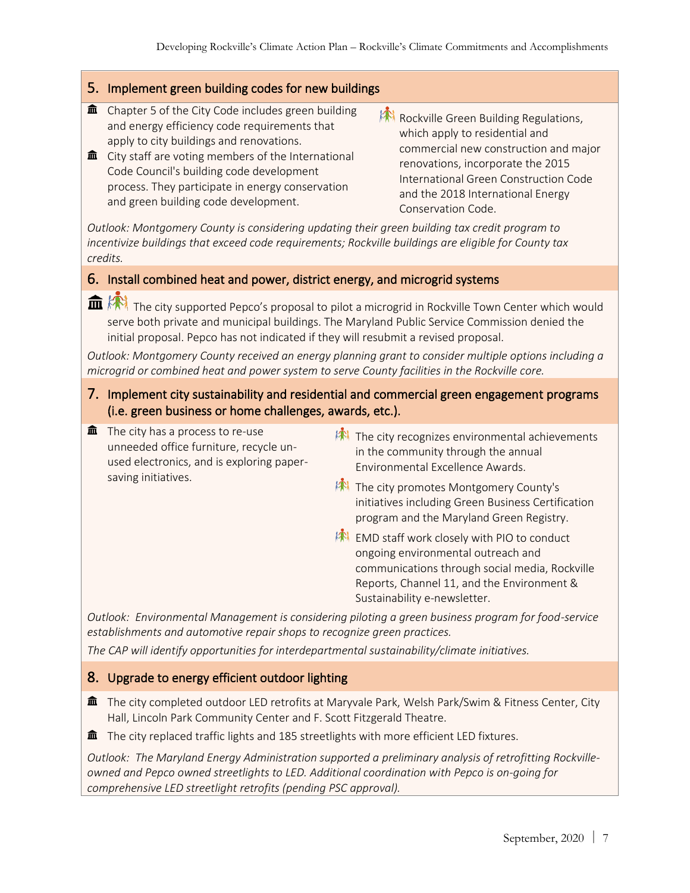## 5. Implement green building codes for new buildings

- 🏛 Chapter 5 of the City Code includes green building and energy efficiency code requirements that apply to city buildings and renovations.
- 🏛 City staff are voting members of the International Code Council's building code development process. They participate in energy conservation and green building code development.
- Rockville Green Building Regulations, which apply to residential and commercial new construction and major renovations, incorporate the 2015 International Green Construction Code and the 2018 International Energy Conservation Code.

*Outlook: Montgomery County is considering updating their green building tax credit program to incentivize buildings that exceed code requirements; Rockville buildings are eligible for County tax credits.*

## 6. Install combined heat and power, district energy, and microgrid systems

- 🏛 The city supported Pepco's proposal to pilot a microgrid in Rockville Town Center which would serve both private and municipal buildings. The Maryland Public Service Commission denied the initial proposal. Pepco has not indicated if they will resubmit a revised proposal.

*Outlook: Montgomery County received an energy planning grant to consider multiple options including a microgrid or combined heat and power system to serve County facilities in the Rockville core.*

## 7. Implement city sustainability and residential and commercial green engagement programs (i.e. green business or home challenges, awards, etc.).

- 🏛 The city has a process to re-use unneeded office furniture, recycle un-used electronics, and is exploring paper-saving initiatives.
- The city recognizes environmental achievements in the community through the annual Environmental Excellence Awards.
- The city promotes Montgomery County's initiatives including Green Business Certification program and the Maryland Green Registry.
- EMD staff work closely with PIO to conduct ongoing environmental outreach and communications through social media, Rockville Reports, Channel 11, and the Environment & Sustainability e-newsletter.

*Outlook: Environmental Management is considering piloting a green business program for food-service establishments and automotive repair shops to recognize green practices.*

*The CAP will identify opportunities for interdepartmental sustainability/climate initiatives.*

## 8. Upgrade to energy efficient outdoor lighting

- 🏛 The city completed outdoor LED retrofits at Maryvale Park, Welsh Park/Swim & Fitness Center, City Hall, Lincoln Park Community Center and F. Scott Fitzgerald Theatre.
- 🏛 The city replaced traffic lights and 185 streetlights with more efficient LED fixtures.

*Outlook: The Maryland Energy Administration supported a preliminary analysis of retrofitting Rockville-owned and Pepco owned streetlights to LED. Additional coordination with Pepco is on-going for comprehensive LED streetlight retrofits (pending PSC approval).*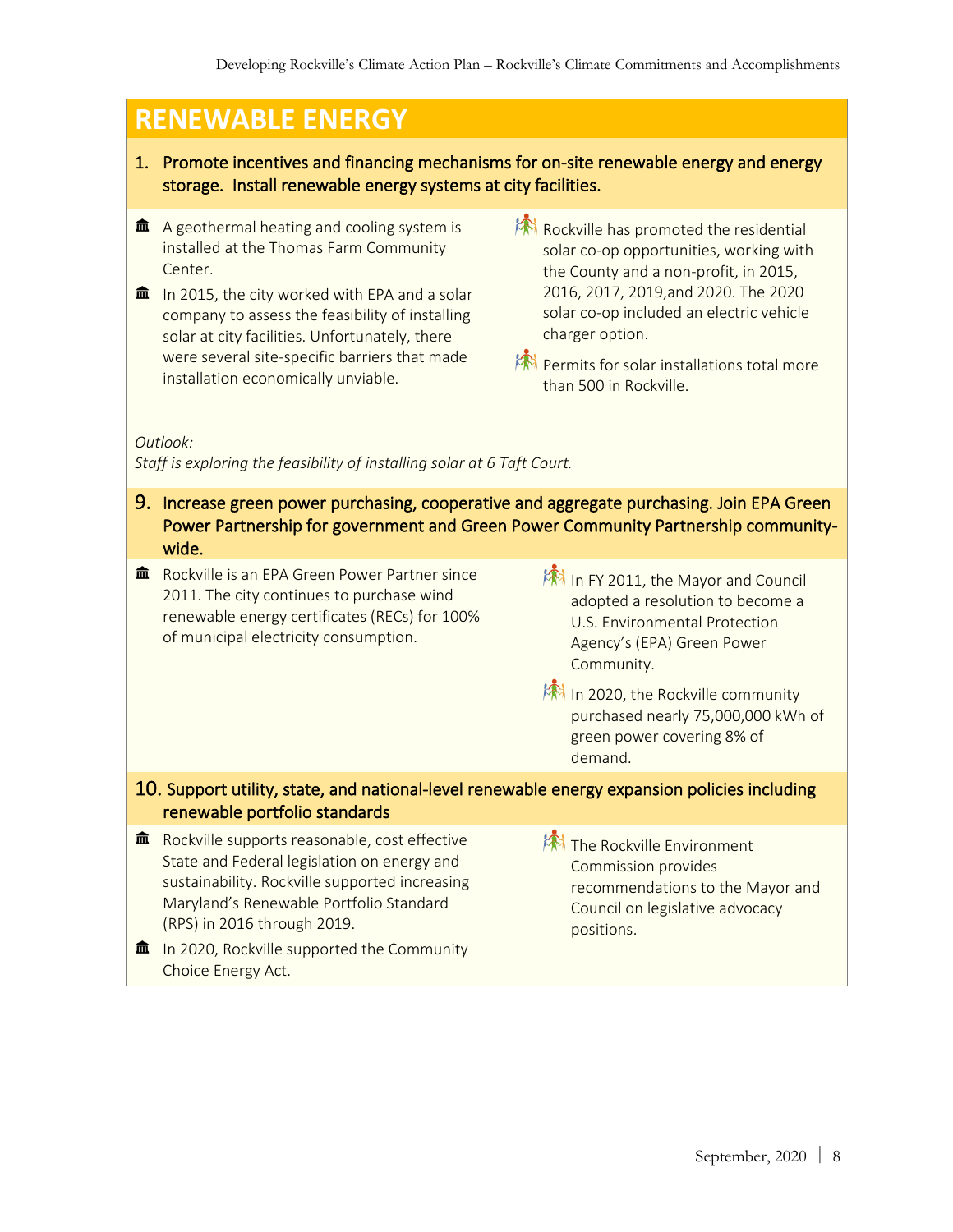## RENEWABLE ENERGY

### 1. Promote incentives and financing mechanisms for on-site renewable energy and energy storage. Install renewable energy systems at city facilities.

- A geothermal heating and cooling system is installed at the Thomas Farm Community Center.
- In 2015, the city worked with EPA and a solar company to assess the feasibility of installing solar at city facilities. Unfortunately, there were several site-specific barriers that made installation economically unviable.
- Rockville has promoted the residential solar co-op opportunities, working with the County and a non-profit, in 2015, 2016, 2017, 2019,and 2020. The 2020 solar co-op included an electric vehicle charger option.
- Permits for solar installations total more than 500 in Rockville.

*Outlook:*
*Staff is exploring the feasibility of installing solar at 6 Taft Court.*

### 9. Increase green power purchasing, cooperative and aggregate purchasing. Join EPA Green Power Partnership for government and Green Power Community Partnership community-wide.

- Rockville is an EPA Green Power Partner since 2011. The city continues to purchase wind renewable energy certificates (RECs) for 100% of municipal electricity consumption.
- In FY 2011, the Mayor and Council adopted a resolution to become a U.S. Environmental Protection Agency's (EPA) Green Power Community.
- In 2020, the Rockville community purchased nearly 75,000,000 kWh of green power covering 8% of demand.

### 10. Support utility, state, and national-level renewable energy expansion policies including renewable portfolio standards

- Rockville supports reasonable, cost effective State and Federal legislation on energy and sustainability. Rockville supported increasing Maryland's Renewable Portfolio Standard (RPS) in 2016 through 2019.
- In 2020, Rockville supported the Community Choice Energy Act.
- The Rockville Environment Commission provides recommendations to the Mayor and Council on legislative advocacy positions.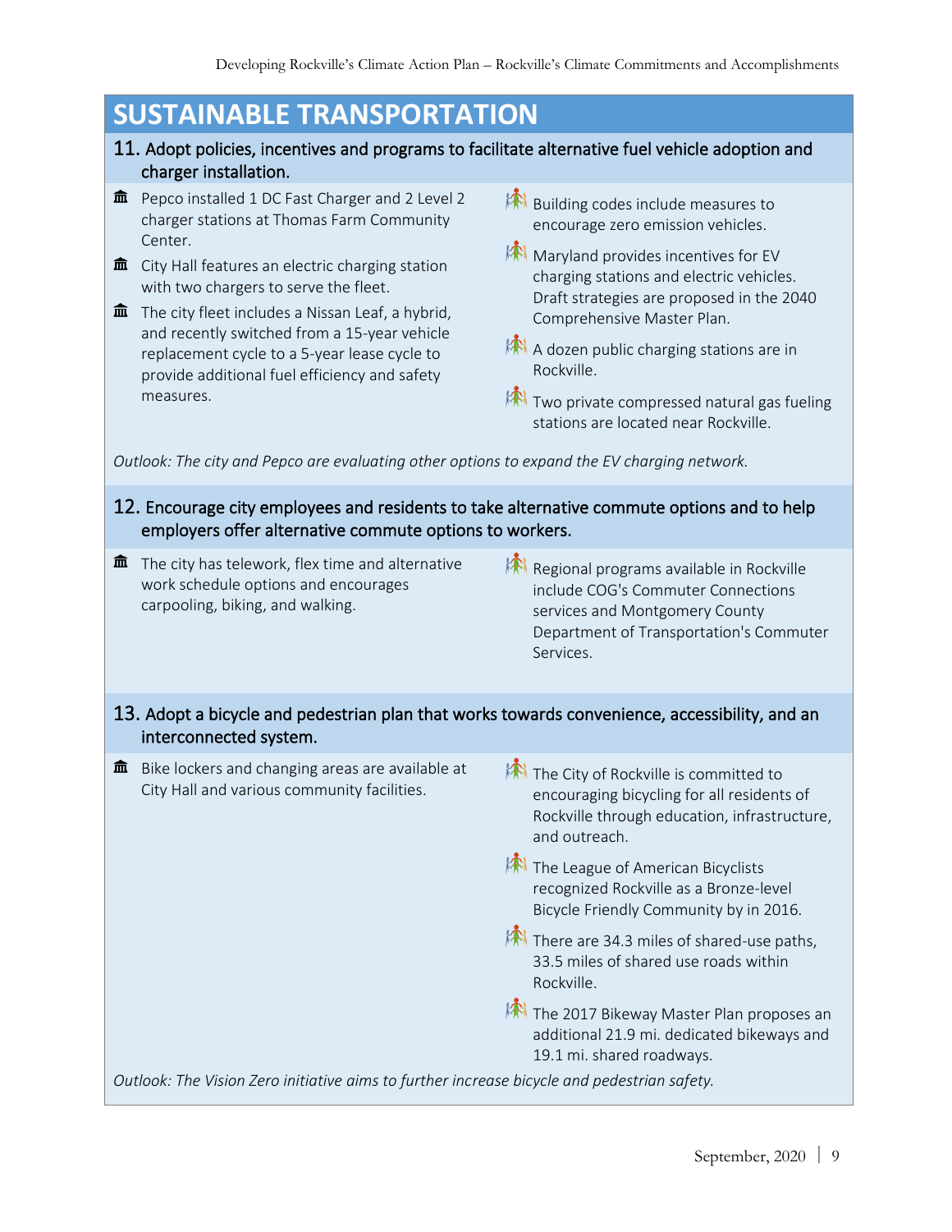# SUSTAINABLE TRANSPORTATION

## 11. Adopt policies, incentives and programs to facilitate alternative fuel vehicle adoption and charger installation.

- Pepco installed 1 DC Fast Charger and 2 Level 2 charger stations at Thomas Farm Community Center.
- City Hall features an electric charging station with two chargers to serve the fleet.
- The city fleet includes a Nissan Leaf, a hybrid, and recently switched from a 15-year vehicle replacement cycle to a 5-year lease cycle to provide additional fuel efficiency and safety measures.

- Building codes include measures to encourage zero emission vehicles.
- Maryland provides incentives for EV charging stations and electric vehicles. Draft strategies are proposed in the 2040 Comprehensive Master Plan.
- A dozen public charging stations are in Rockville.
- Two private compressed natural gas fueling stations are located near Rockville.

*Outlook: The city and Pepco are evaluating other options to expand the EV charging network.*

## 12. Encourage city employees and residents to take alternative commute options and to help employers offer alternative commute options to workers.

- The city has telework, flex time and alternative work schedule options and encourages carpooling, biking, and walking.

- Regional programs available in Rockville include COG's Commuter Connections services and Montgomery County Department of Transportation's Commuter Services.

## 13. Adopt a bicycle and pedestrian plan that works towards convenience, accessibility, and an interconnected system.

- Bike lockers and changing areas are available at City Hall and various community facilities.

- The City of Rockville is committed to encouraging bicycling for all residents of Rockville through education, infrastructure, and outreach.
- The League of American Bicyclists recognized Rockville as a Bronze-level Bicycle Friendly Community by in 2016.
- There are 34.3 miles of shared-use paths, 33.5 miles of shared use roads within Rockville.
- The 2017 Bikeway Master Plan proposes an additional 21.9 mi. dedicated bikeways and 19.1 mi. shared roadways.

*Outlook: The Vision Zero initiative aims to further increase bicycle and pedestrian safety.*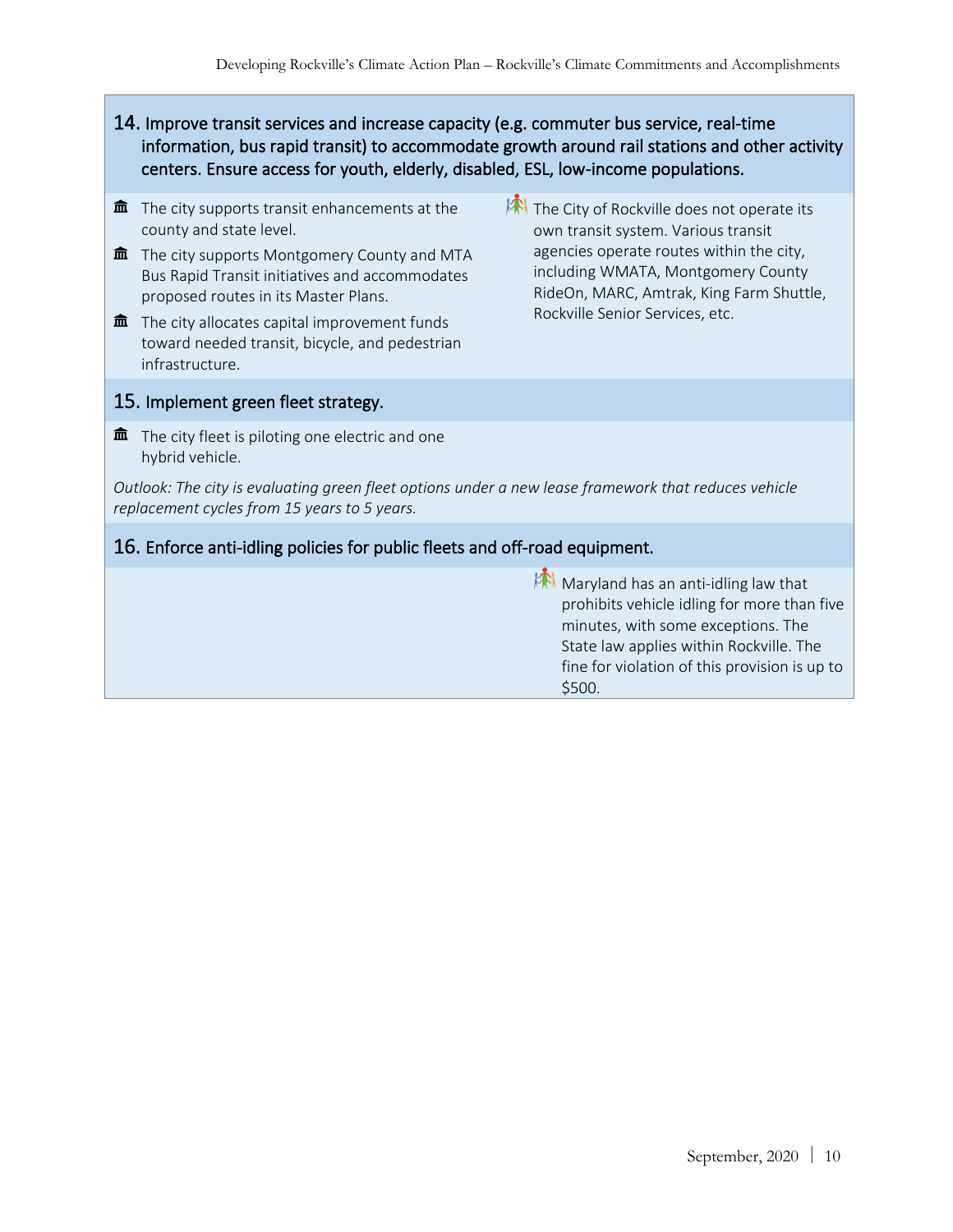### 14. Improve transit services and increase capacity (e.g. commuter bus service, real-time information, bus rapid transit) to accommodate growth around rail stations and other activity centers. Ensure access for youth, elderly, disabled, ESL, low-income populations.

- The city supports transit enhancements at the county and state level.
- The city supports Montgomery County and MTA Bus Rapid Transit initiatives and accommodates proposed routes in its Master Plans.
- The city allocates capital improvement funds toward needed transit, bicycle, and pedestrian infrastructure.

- The City of Rockville does not operate its own transit system. Various transit agencies operate routes within the city, including WMATA, Montgomery County RideOn, MARC, Amtrak, King Farm Shuttle, Rockville Senior Services, etc.

### 15. Implement green fleet strategy.

- The city fleet is piloting one electric and one hybrid vehicle.

*Outlook: The city is evaluating green fleet options under a new lease framework that reduces vehicle replacement cycles from 15 years to 5 years.*

### 16. Enforce anti-idling policies for public fleets and off-road equipment.

- Maryland has an anti-idling law that prohibits vehicle idling for more than five minutes, with some exceptions. The State law applies within Rockville. The fine for violation of this provision is up to $500.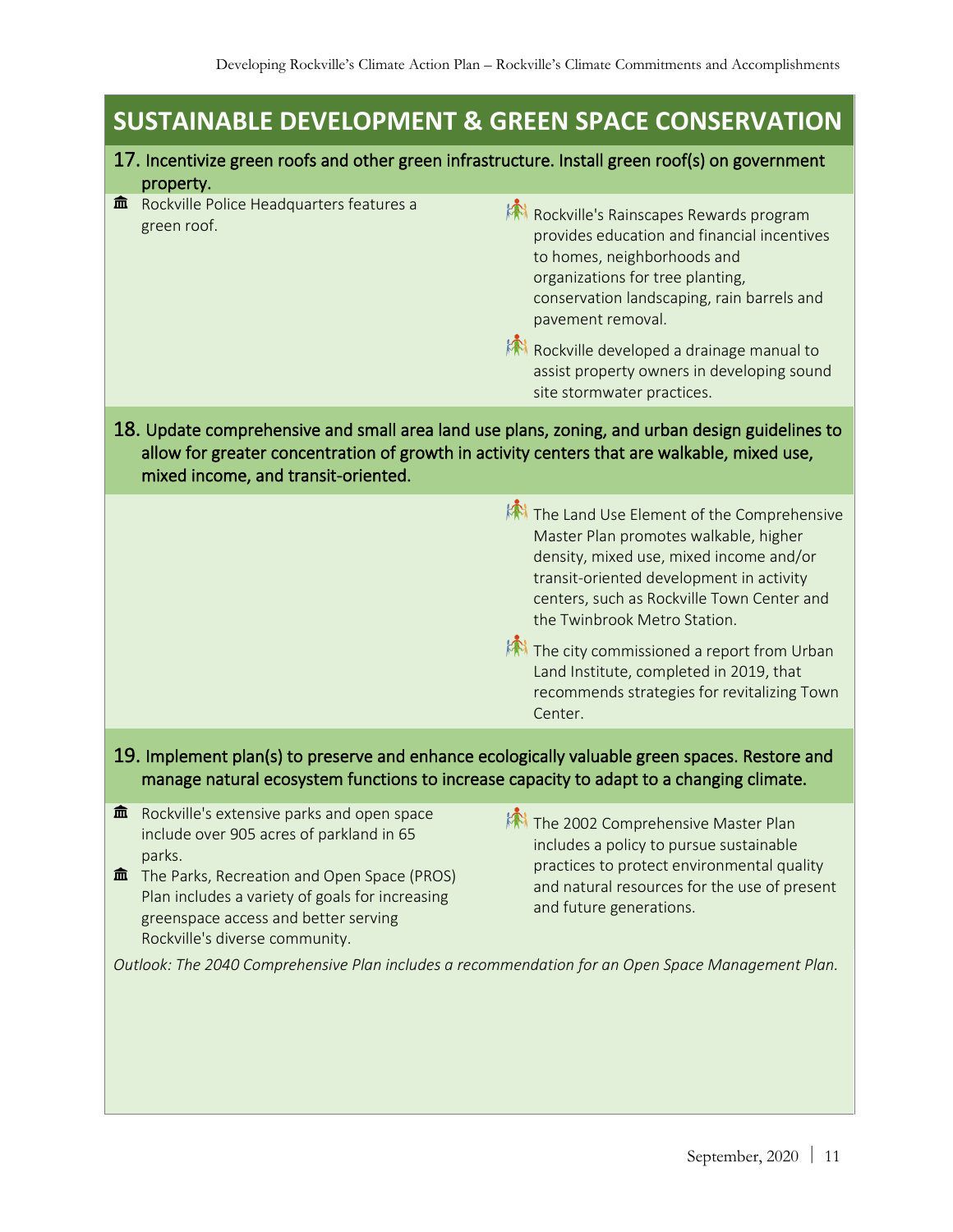## SUSTAINABLE DEVELOPMENT & GREEN SPACE CONSERVATION

### 17. Incentivize green roofs and other green infrastructure. Install green roof(s) on government property.

- Rockville Police Headquarters features a green roof.
- Rockville's Rainscapes Rewards program provides education and financial incentives to homes, neighborhoods and organizations for tree planting, conservation landscaping, rain barrels and pavement removal.
- Rockville developed a drainage manual to assist property owners in developing sound site stormwater practices.

### 18. Update comprehensive and small area land use plans, zoning, and urban design guidelines to allow for greater concentration of growth in activity centers that are walkable, mixed use, mixed income, and transit-oriented.

- The Land Use Element of the Comprehensive Master Plan promotes walkable, higher density, mixed use, mixed income and/or transit-oriented development in activity centers, such as Rockville Town Center and the Twinbrook Metro Station.
- The city commissioned a report from Urban Land Institute, completed in 2019, that recommends strategies for revitalizing Town Center.

### 19. Implement plan(s) to preserve and enhance ecologically valuable green spaces. Restore and manage natural ecosystem functions to increase capacity to adapt to a changing climate.

- Rockville's extensive parks and open space include over 905 acres of parkland in 65 parks.
- The Parks, Recreation and Open Space (PROS) Plan includes a variety of goals for increasing greenspace access and better serving Rockville's diverse community.
- The 2002 Comprehensive Master Plan includes a policy to pursue sustainable practices to protect environmental quality and natural resources for the use of present and future generations.

*Outlook: The 2040 Comprehensive Plan includes a recommendation for an Open Space Management Plan.*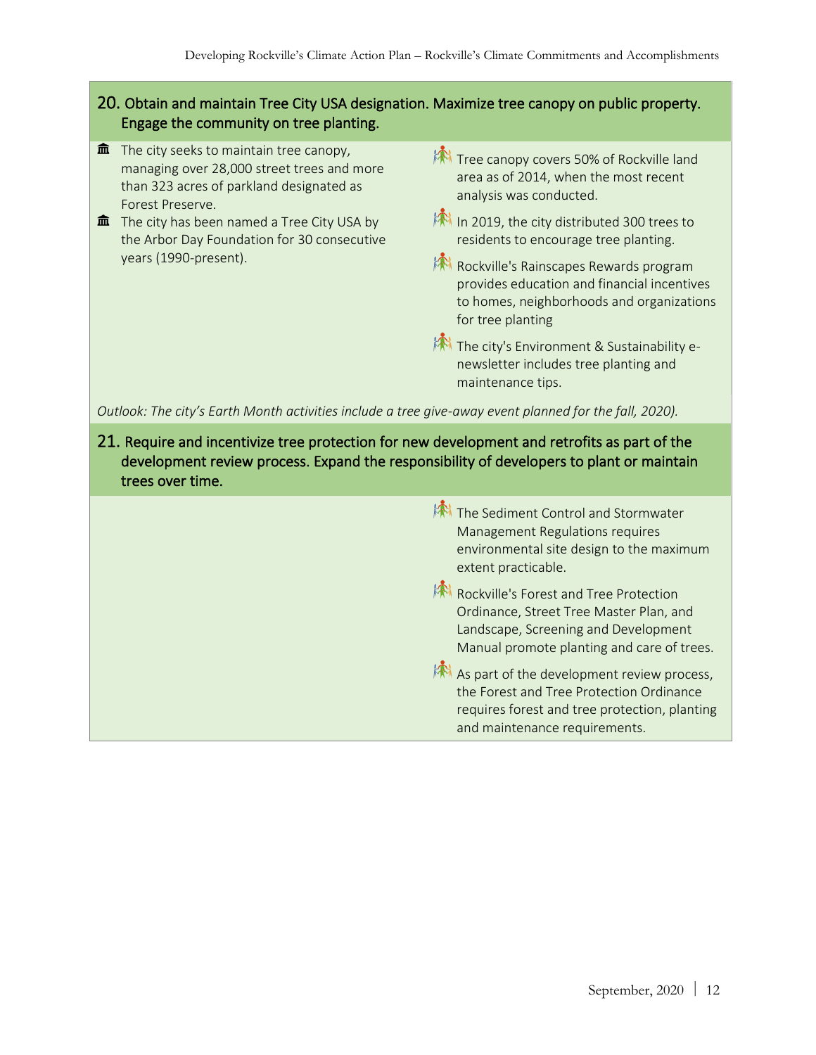## 20. Obtain and maintain Tree City USA designation. Maximize tree canopy on public property. Engage the community on tree planting.

- 🏛 The city seeks to maintain tree canopy, managing over 28,000 street trees and more than 323 acres of parkland designated as Forest Preserve.
- 🏛 The city has been named a Tree City USA by the Arbor Day Foundation for 30 consecutive years (1990-present).
- Tree canopy covers 50% of Rockville land area as of 2014, when the most recent analysis was conducted.
- In 2019, the city distributed 300 trees to residents to encourage tree planting.
- Rockville's Rainscapes Rewards program provides education and financial incentives to homes, neighborhoods and organizations for tree planting
- The city's Environment & Sustainability e-newsletter includes tree planting and maintenance tips.

*Outlook: The city's Earth Month activities include a tree give-away event planned for the fall, 2020).*

## 21. Require and incentivize tree protection for new development and retrofits as part of the development review process. Expand the responsibility of developers to plant or maintain trees over time.

- The Sediment Control and Stormwater Management Regulations requires environmental site design to the maximum extent practicable.
- Rockville's Forest and Tree Protection Ordinance, Street Tree Master Plan, and Landscape, Screening and Development Manual promote planting and care of trees.
- As part of the development review process, the Forest and Tree Protection Ordinance requires forest and tree protection, planting and maintenance requirements.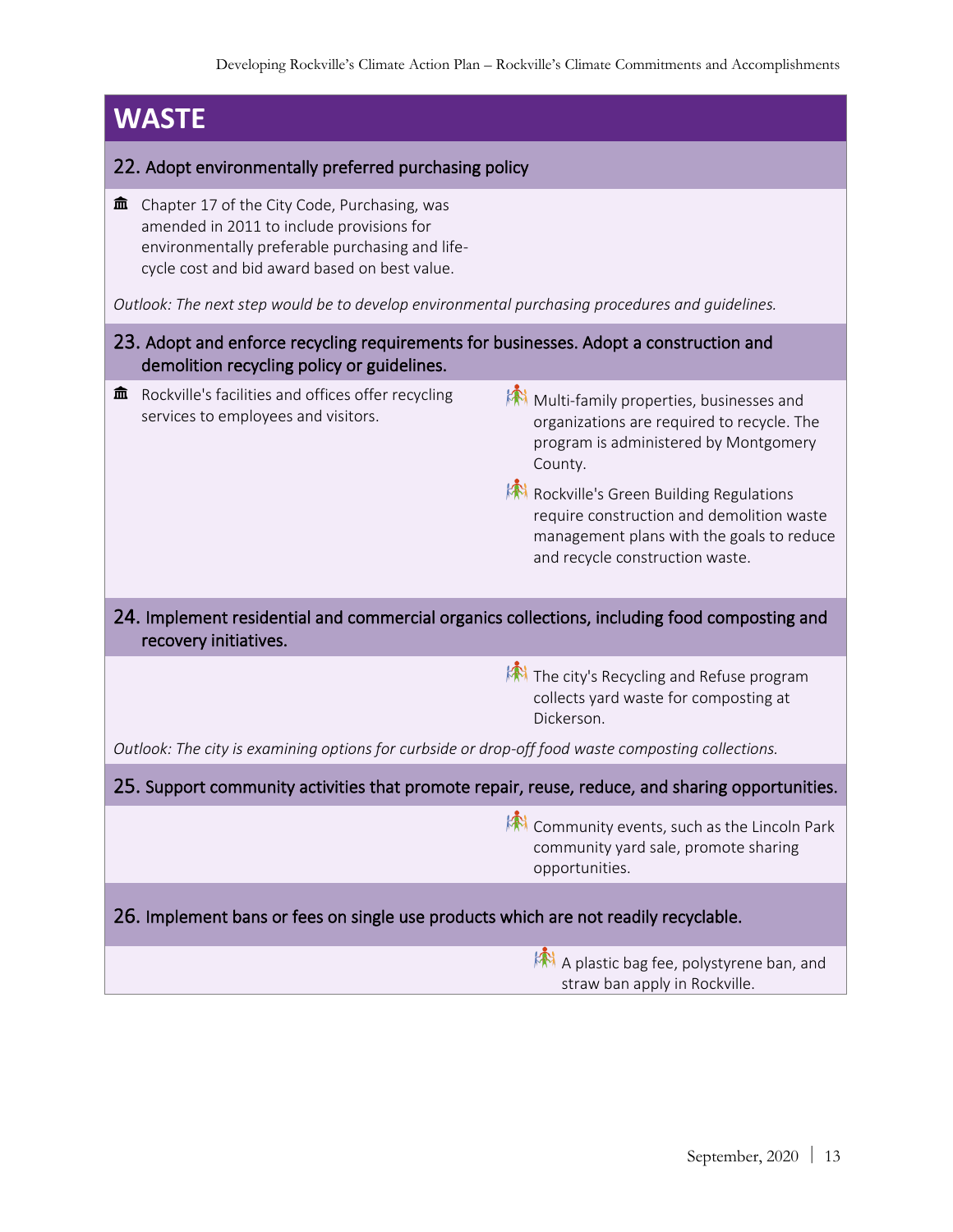# WASTE

## 22. Adopt environmentally preferred purchasing policy

Chapter 17 of the City Code, Purchasing, was amended in 2011 to include provisions for environmentally preferable purchasing and life-cycle cost and bid award based on best value.

*Outlook: The next step would be to develop environmental purchasing procedures and guidelines.*

## 23. Adopt and enforce recycling requirements for businesses. Adopt a construction and demolition recycling policy or guidelines.

Rockville's facilities and offices offer recycling services to employees and visitors.

Multi-family properties, businesses and organizations are required to recycle. The program is administered by Montgomery County.

Rockville's Green Building Regulations require construction and demolition waste management plans with the goals to reduce and recycle construction waste.

## 24. Implement residential and commercial organics collections, including food composting and recovery initiatives.

The city's Recycling and Refuse program collects yard waste for composting at Dickerson.

*Outlook: The city is examining options for curbside or drop-off food waste composting collections.*

## 25. Support community activities that promote repair, reuse, reduce, and sharing opportunities.

Community events, such as the Lincoln Park community yard sale, promote sharing opportunities.

## 26. Implement bans or fees on single use products which are not readily recyclable.

A plastic bag fee, polystyrene ban, and straw ban apply in Rockville.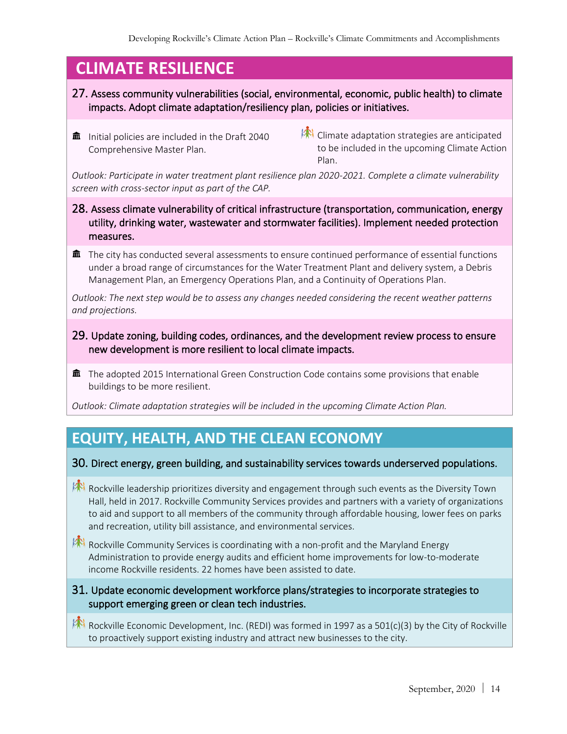## CLIMATE RESILIENCE

### 27. Assess community vulnerabilities (social, environmental, economic, public health) to climate impacts. Adopt climate adaptation/resiliency plan, policies or initiatives.

- Initial policies are included in the Draft 2040 Comprehensive Master Plan.
- Climate adaptation strategies are anticipated to be included in the upcoming Climate Action Plan.

*Outlook: Participate in water treatment plant resilience plan 2020-2021. Complete a climate vulnerability screen with cross-sector input as part of the CAP.*

### 28. Assess climate vulnerability of critical infrastructure (transportation, communication, energy utility, drinking water, wastewater and stormwater facilities). Implement needed protection measures.

- The city has conducted several assessments to ensure continued performance of essential functions under a broad range of circumstances for the Water Treatment Plant and delivery system, a Debris Management Plan, an Emergency Operations Plan, and a Continuity of Operations Plan.

*Outlook: The next step would be to assess any changes needed considering the recent weather patterns and projections.*

### 29. Update zoning, building codes, ordinances, and the development review process to ensure new development is more resilient to local climate impacts.

- The adopted 2015 International Green Construction Code contains some provisions that enable buildings to be more resilient.

*Outlook: Climate adaptation strategies will be included in the upcoming Climate Action Plan.*

## EQUITY, HEALTH, AND THE CLEAN ECONOMY

### 30. Direct energy, green building, and sustainability services towards underserved populations.

- Rockville leadership prioritizes diversity and engagement through such events as the Diversity Town Hall, held in 2017. Rockville Community Services provides and partners with a variety of organizations to aid and support to all members of the community through affordable housing, lower fees on parks and recreation, utility bill assistance, and environmental services.
- Rockville Community Services is coordinating with a non-profit and the Maryland Energy Administration to provide energy audits and efficient home improvements for low-to-moderate income Rockville residents. 22 homes have been assisted to date.

### 31. Update economic development workforce plans/strategies to incorporate strategies to support emerging green or clean tech industries.

- Rockville Economic Development, Inc. (REDI) was formed in 1997 as a 501(c)(3) by the City of Rockville to proactively support existing industry and attract new businesses to the city.